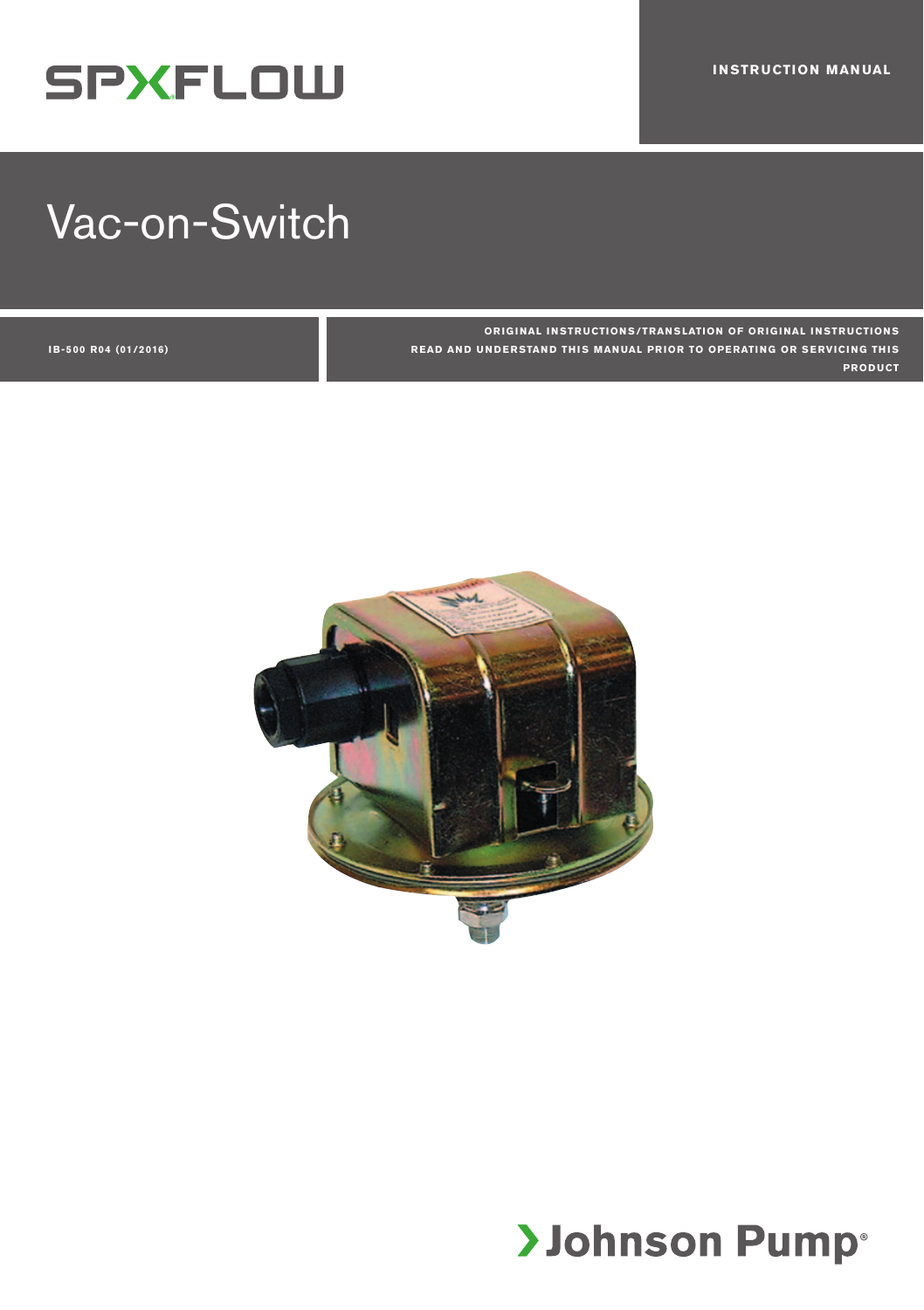SPXFLOW

INSTRUCTION MANUAL

# Vac-on-Switch

IB-500 R04 (01/2016)

ORIGINAL INSTRUCTIONS/TRANSLATION OF ORIGINAL INSTRUCTIONS
READ AND UNDERSTAND THIS MANUAL PRIOR TO OPERATING OR SERVICING THIS PRODUCT

Johnson Pump®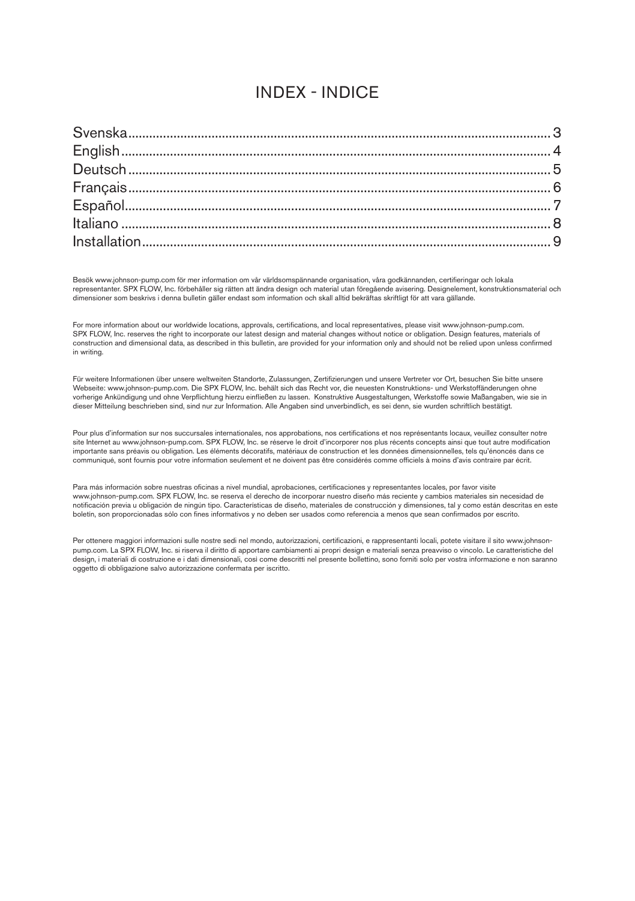# INDEX - INDICE

Svenska........................................................................................................3
English.........................................................................................................4
Deutsch........................................................................................................5
Français.......................................................................................................6
Español........................................................................................................7
Italiano ........................................................................................................8
Installation....................................................................................................9

Besök www.johnson-pump.com för mer information om vår världsomspännande organisation, våra godkännanden, certifieringar och lokala representanter. SPX FLOW, Inc. förbehåller sig rätten att ändra design och material utan föregående avisering. Designelement, konstruktionsmaterial och dimensioner som beskrivs i denna bulletin gäller endast som information och skall alltid bekräftas skriftligt för att vara gällande.

For more information about our worldwide locations, approvals, certifications, and local representatives, please visit www.johnson-pump.com. SPX FLOW, Inc. reserves the right to incorporate our latest design and material changes without notice or obligation. Design features, materials of construction and dimensional data, as described in this bulletin, are provided for your information only and should not be relied upon unless confirmed in writing.

Für weitere Informationen über unsere weltweiten Standorte, Zulassungen, Zertifizierungen und unsere Vertreter vor Ort, besuchen Sie bitte unsere Webseite: www.johnson-pump.com. Die SPX FLOW, Inc. behält sich das Recht vor, die neuesten Konstruktions- und Werkstoffänderungen ohne vorherige Ankündigung und ohne Verpflichtung hierzu einfließen zu lassen. Konstruktive Ausgestaltungen, Werkstoffe sowie Maßangaben, wie sie in dieser Mitteilung beschrieben sind, sind nur zur Information. Alle Angaben sind unverbindlich, es sei denn, sie wurden schriftlich bestätigt.

Pour plus d'information sur nos succursales internationales, nos approbations, nos certifications et nos représentants locaux, veuillez consulter notre site Internet au www.johnson-pump.com. SPX FLOW, Inc. se réserve le droit d'incorporer nos plus récents concepts ainsi que tout autre modification importante sans préavis ou obligation. Les éléments décoratifs, matériaux de construction et les données dimensionnelles, tels qu'énoncés dans ce communiqué, sont fournis pour votre information seulement et ne doivent pas être considérés comme officiels à moins d'avis contraire par écrit.

Para más información sobre nuestras oficinas a nivel mundial, aprobaciones, certificaciones y representantes locales, por favor visite www.johnson-pump.com. SPX FLOW, Inc. se reserva el derecho de incorporar nuestro diseño más reciente y cambios materiales sin necesidad de notificación previa u obligación de ningún tipo. Características de diseño, materiales de construcción y dimensiones, tal y como están descritas en este boletín, son proporcionadas sólo con fines informativos y no deben ser usados como referencia a menos que sean confirmados por escrito.

Per ottenere maggiori informazioni sulle nostre sedi nel mondo, autorizzazioni, certificazioni, e rappresentanti locali, potete visitare il sito www.johnson-pump.com. La SPX FLOW, Inc. si riserva il diritto di apportare cambiamenti ai propri design e materiali senza preavviso o vincolo. Le caratteristiche del design, i materiali di costruzione e i dati dimensionali, così come descritti nel presente bollettino, sono forniti solo per vostra informazione e non saranno oggetto di obbligazione salvo autorizzazione confermata per iscritto.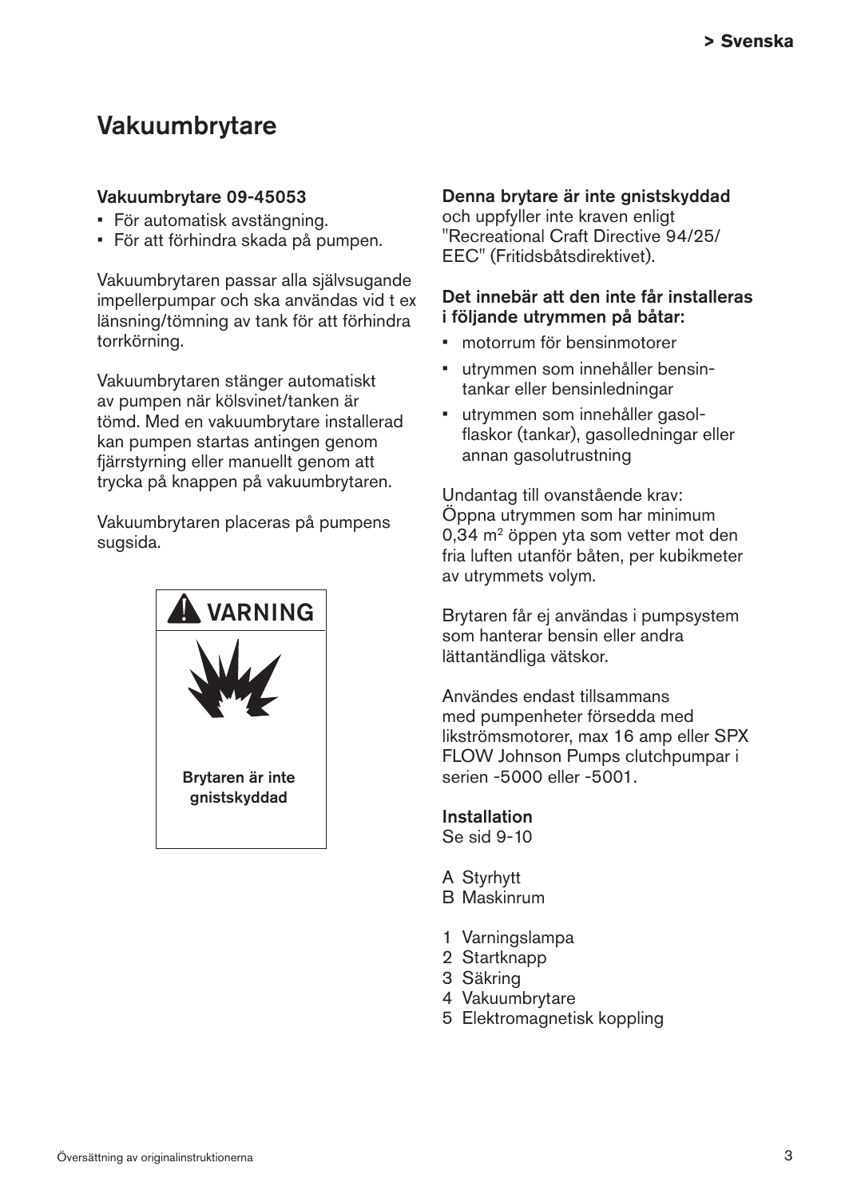# Vakuumbrytare

**Vakuumbrytare 09-45053**

- För automatisk avstängning.
- För att förhindra skada på pumpen.

Vakuumbrytaren passar alla självsugande impellerpumpar och ska användas vid t ex länsning/tömning av tank för att förhindra torrkörning.

Vakuumbrytaren stänger automatiskt av pumpen när kölsvinet/tanken är tömd. Med en vakuumbrytare installerad kan pumpen startas antingen genom fjärrstyrning eller manuellt genom att trycka på knappen på vakuumbrytaren.

Vakuumbrytaren placeras på pumpens sugsida.

**VARNING**

**Brytaren är inte gnistskyddad**

**Denna brytare är inte gnistskyddad** och uppfyller inte kraven enligt "Recreational Craft Directive 94/25/EEC" (Fritidsbåtsdirektivet).

**Det innebär att den inte får installeras i följande utrymmen på båtar:**

- motorrum för bensinmotorer
- utrymmen som innehåller bensintankar eller bensinledningar
- utrymmen som innehåller gasolflaskor (tankar), gasolledningar eller annan gasolutrustning

Undantag till ovanstående krav: Öppna utrymmen som har minimum 0,34 m² öppen yta som vetter mot den fria luften utanför båten, per kubikmeter av utrymmets volym.

Brytaren får ej användas i pumpsystem som hanterar bensin eller andra lättantändliga vätskor.

Användes endast tillsammans med pumpenheter försedda med likströmsmotorer, max 16 amp eller SPX FLOW Johnson Pumps clutchpumpar i serien -5000 eller -5001.

**Installation**
Se sid 9-10

A Styrhytt
B Maskinrum

1 Varningslampa
2 Startknapp
3 Säkring
4 Vakuumbrytare
5 Elektromagnetisk koppling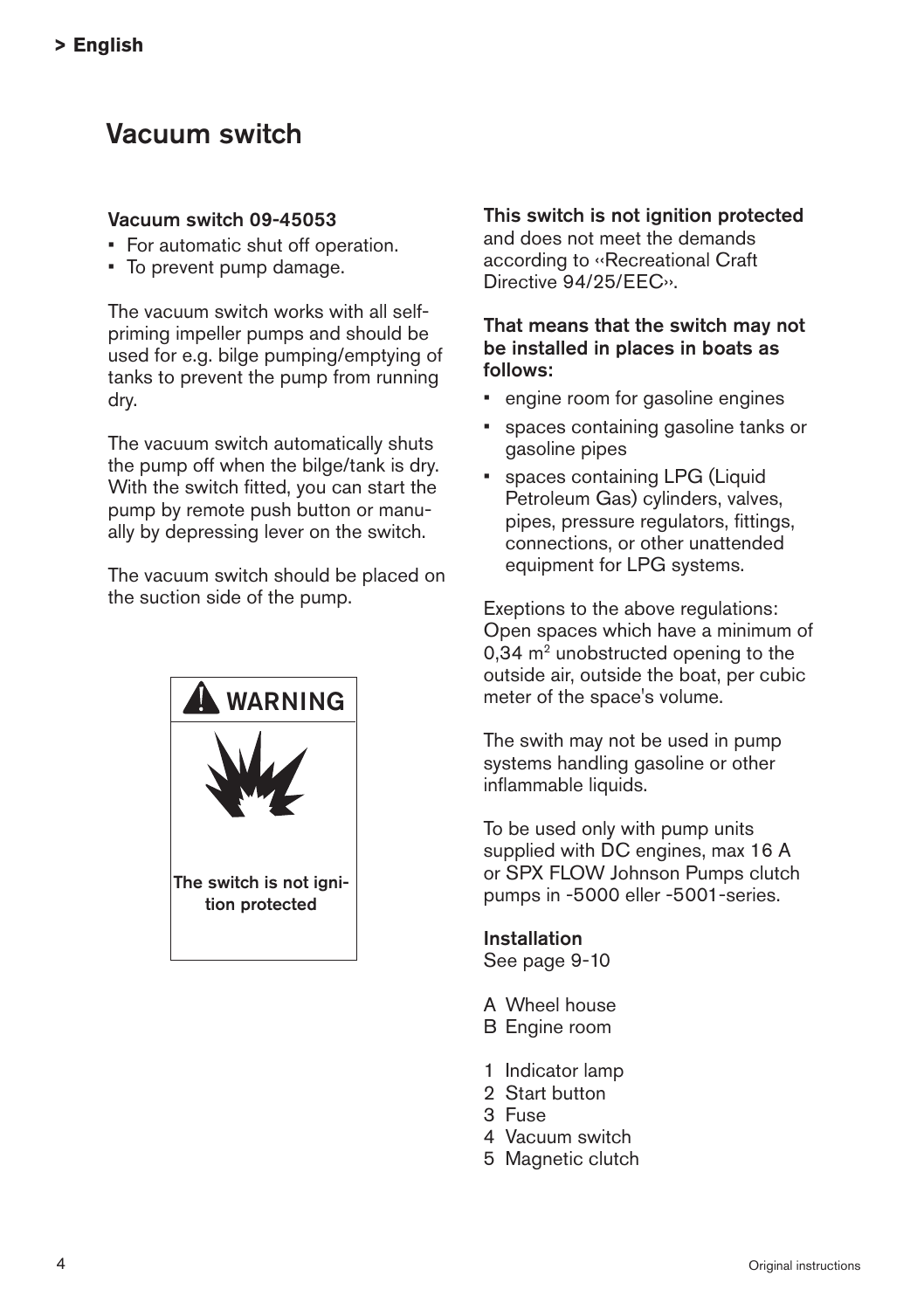# Vacuum switch

### Vacuum switch 09-45053

- For automatic shut off operation.
- To prevent pump damage.

The vacuum switch works with all self-priming impeller pumps and should be used for e.g. bilge pumping/emptying of tanks to prevent the pump from running dry.

The vacuum switch automatically shuts the pump off when the bilge/tank is dry. With the switch fitted, you can start the pump by remote push button or manually by depressing lever on the switch.

The vacuum switch should be placed on the suction side of the pump.

**WARNING**

**The switch is not ignition protected**

**This switch is not ignition protected** and does not meet the demands according to ‹‹Recreational Craft Directive 94/25/EEC››.

**That means that the switch may not be installed in places in boats as follows:**

- engine room for gasoline engines
- spaces containing gasoline tanks or gasoline pipes
- spaces containing LPG (Liquid Petroleum Gas) cylinders, valves, pipes, pressure regulators, fittings, connections, or other unattended equipment for LPG systems.

Exeptions to the above regulations: Open spaces which have a minimum of 0,34 $m^2$ unobstructed opening to the outside air, outside the boat, per cubic meter of the space's volume.

The swith may not be used in pump systems handling gasoline or other inflammable liquids.

To be used only with pump units supplied with DC engines, max 16 A or SPX FLOW Johnson Pumps clutch pumps in -5000 eller -5001-series.

### Installation

See page 9-10

A Wheel house
B Engine room

1 Indicator lamp
2 Start button
3 Fuse
4 Vacuum switch
5 Magnetic clutch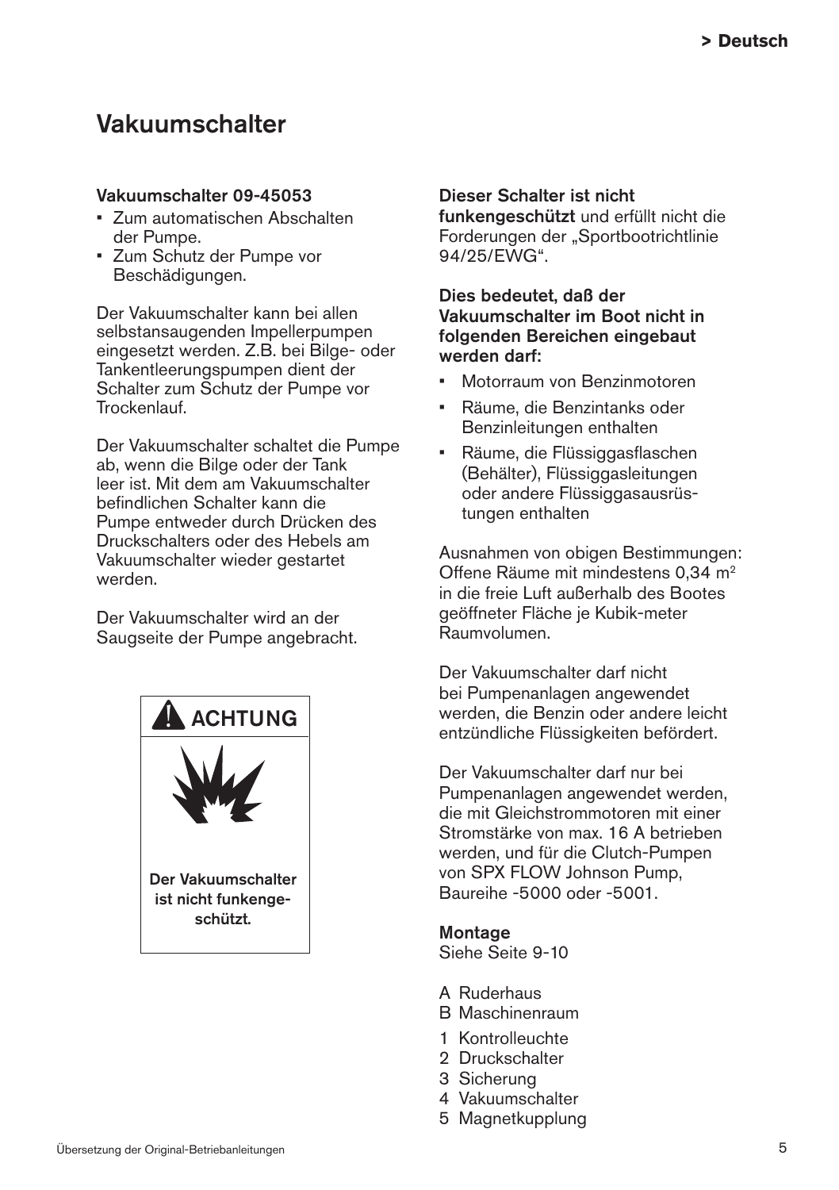# Vakuumschalter

**Vakuumschalter 09-45053**

- Zum automatischen Abschalten der Pumpe.
- Zum Schutz der Pumpe vor Beschädigungen.

Der Vakuumschalter kann bei allen selbstansaugenden Impellerpumpen eingesetzt werden. Z.B. bei Bilge- oder Tankentleerungspumpen dient der Schalter zum Schutz der Pumpe vor Trockenlauf.

Der Vakuumschalter schaltet die Pumpe ab, wenn die Bilge oder der Tank leer ist. Mit dem am Vakuumschalter befindlichen Schalter kann die Pumpe entweder durch Drücken des Druckschalters oder des Hebels am Vakuumschalter wieder gestartet werden.

Der Vakuumschalter wird an der Saugseite der Pumpe angebracht.

**ACHTUNG**

**Der Vakuumschalter ist nicht funkengeschützt.**

**Dieser Schalter ist nicht funkengeschützt** und erfüllt nicht die Forderungen der „Sportbootrichtlinie 94/25/EWG".

**Dies bedeutet, daß der Vakuumschalter im Boot nicht in folgenden Bereichen eingebaut werden darf:**

- Motorraum von Benzinmotoren
- Räume, die Benzintanks oder Benzinleitungen enthalten
- Räume, die Flüssiggasflaschen (Behälter), Flüssiggasleitungen oder andere Flüssiggasausrüstungen enthalten

Ausnahmen von obigen Bestimmungen: Offene Räume mit mindestens 0,34 $m^2$ in die freie Luft außerhalb des Bootes geöffneter Fläche je Kubik-meter Raumvolumen.

Der Vakuumschalter darf nicht bei Pumpenanlagen angewendet werden, die Benzin oder andere leicht entzündliche Flüssigkeiten befördert.

Der Vakuumschalter darf nur bei Pumpenanlagen angewendet werden, die mit Gleichstrommotoren mit einer Stromstärke von max. 16 A betrieben werden, und für die Clutch-Pumpen von SPX FLOW Johnson Pump, Baureihe -5000 oder -5001.

**Montage**
Siehe Seite 9-10

A Ruderhaus
B Maschinenraum

1 Kontrolleuchte
2 Druckschalter
3 Sicherung
4 Vakuumschalter
5 Magnetkupplung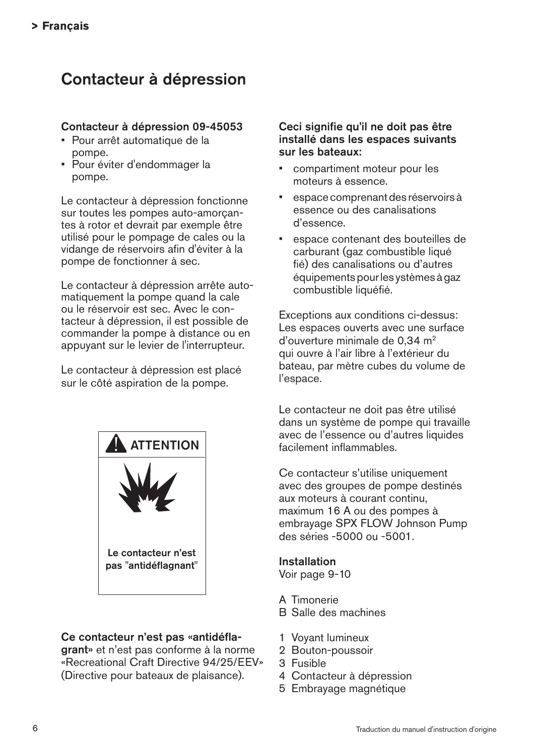# Contacteur à dépression

**Contacteur à dépression 09-45053**

- Pour arrêt automatique de la pompe.
- Pour éviter d'endommager la pompe.

Le contacteur à dépression fonctionne sur toutes les pompes auto-amorçantes à rotor et devrait par exemple être utilisé pour le pompage de cales ou la vidange de réservoirs afin d'éviter à la pompe de fonctionner à sec.

Le contacteur à dépression arrête automatiquement la pompe quand la cale ou le réservoir est sec. Avec le contacteur à dépression, il est possible de commander la pompe à distance ou en appuyant sur le levier de l'interrupteur.

Le contacteur à dépression est placé sur le côté aspiration de la pompe.

**ATTENTION**

**Le contacteur n'est pas "antidéflagnant"**

**Ce contacteur n'est pas «antidéflagrant»** et n'est pas conforme à la norme «Recreational Craft Directive 94/25/EEV» (Directive pour bateaux de plaisance).

**Ceci signifie qu'il ne doit pas être installé dans les espaces suivants sur les bateaux:**

- compartiment moteur pour les moteurs à essence.
- espace comprenant des réservoirs à essence ou des canalisations d'essence.
- espace contenant des bouteilles de carburant (gaz combustible liqué fié) des canalisations ou d'autres équipements pour les ystèmes à gaz combustible liquéfié.

Exceptions aux conditions ci-dessus: Les espaces ouverts avec une surface d'ouverture minimale de 0,34 $m^2$ qui ouvre à l'air libre à l'extérieur du bateau, par mètre cubes du volume de l'espace.

Le contacteur ne doit pas être utilisé dans un système de pompe qui travaille avec de l'essence ou d'autres liquides facilement inflammables.

Ce contacteur s'utilise uniquement avec des groupes de pompe destinés aux moteurs à courant continu, maximum 16 A ou des pompes à embrayage SPX FLOW Johnson Pump des séries -5000 ou -5001.

**Installation**
Voir page 9-10

A Timonerie
B Salle des machines

1 Voyant lumineux
2 Bouton-poussoir
3 Fusible
4 Contacteur à dépression
5 Embrayage magnétique

Traduction du manuel d'instruction d'origine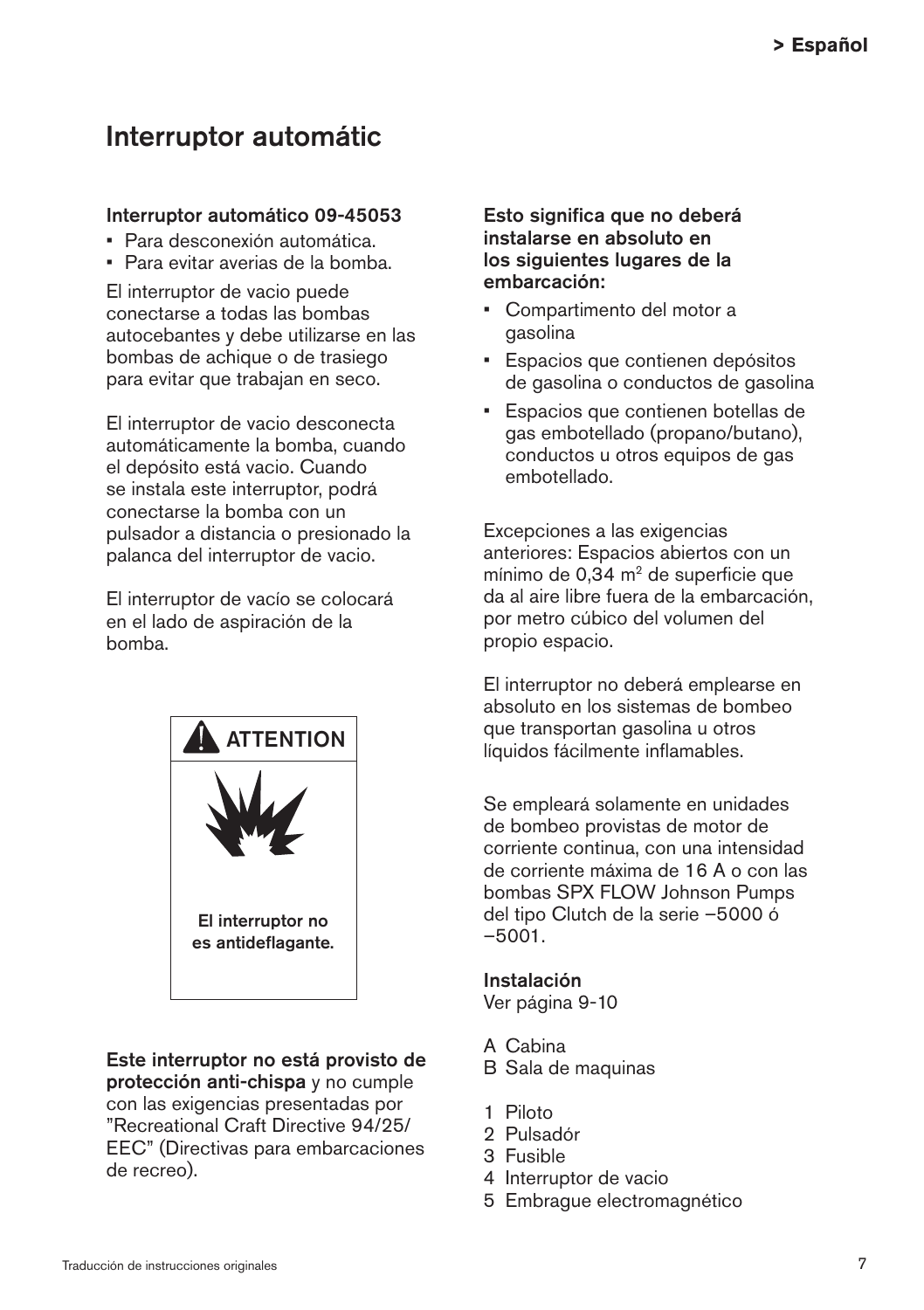# Interruptor automátic

**Interruptor automático 09-45053**

- Para desconexión automática.
- Para evitar averias de la bomba.

El interruptor de vacio puede conectarse a todas las bombas autocebantes y debe utilizarse en las bombas de achique o de trasiego para evitar que trabajan en seco.

El interruptor de vacio desconecta automáticamente la bomba, cuando el depósito está vacio. Cuando se instala este interruptor, podrá conectarse la bomba con un pulsador a distancia o presionado la palanca del interruptor de vacio.

El interruptor de vacío se colocará en el lado de aspiración de la bomba.

**ATTENTION**

**El interruptor no es antideflagante.**

**Este interruptor no está provisto de protección anti-chispa** y no cumple con las exigencias presentadas por "Recreational Craft Directive 94/25/EEC" (Directivas para embarcaciones de recreo).

**Esto significa que no deberá instalarse en absoluto en los siguientes lugares de la embarcación:**

- Compartimento del motor a gasolina
- Espacios que contienen depósitos de gasolina o conductos de gasolina
- Espacios que contienen botellas de gas embotellado (propano/butano), conductos u otros equipos de gas embotellado.

Excepciones a las exigencias anteriores: Espacios abiertos con un mínimo de 0,34 $m^2$ de superficie que da al aire libre fuera de la embarcación, por metro cúbico del volumen del propio espacio.

El interruptor no deberá emplearse en absoluto en los sistemas de bombeo que transportan gasolina u otros líquidos fácilmente inflamables.

Se empleará solamente en unidades de bombeo provistas de motor de corriente continua, con una intensidad de corriente máxima de 16 A o con las bombas SPX FLOW Johnson Pumps del tipo Clutch de la serie –5000 ó –5001.

**Instalación**
Ver página 9-10

A Cabina
B Sala de maquinas

1 Piloto
2 Pulsadór
3 Fusible
4 Interruptor de vacio
5 Embrague electromagnético

Traducción de instrucciones originales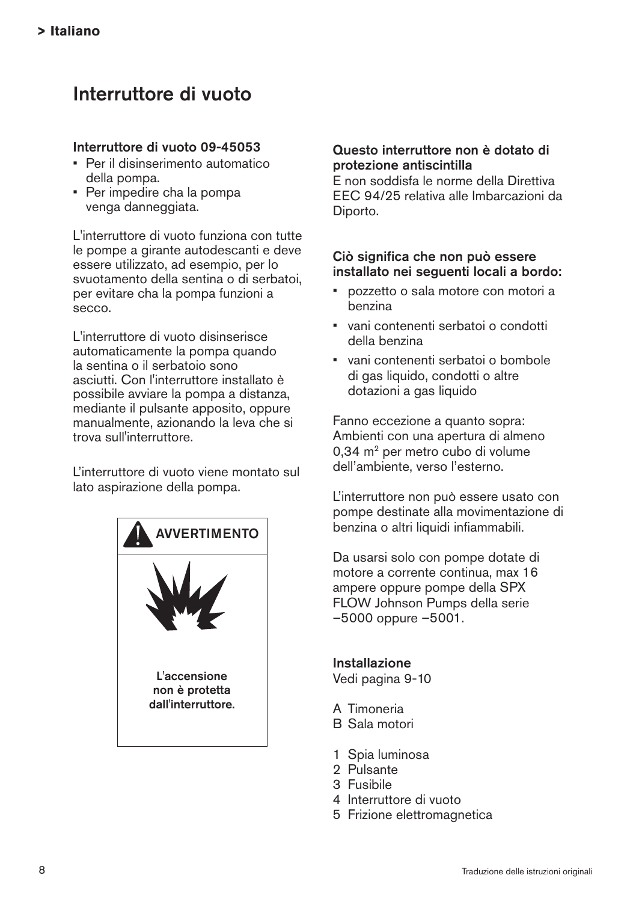# Interruttore di vuoto

### Interruttore di vuoto 09-45053

- Per il disinserimento automatico della pompa.
- Per impedire cha la pompa venga danneggiata.

L'interruttore di vuoto funziona con tutte le pompe a girante autodescanti e deve essere utilizzato, ad esempio, per lo svuotamento della sentina o di serbatoi, per evitare cha la pompa funzioni a secco.

L'interruttore di vuoto disinserisce automaticamente la pompa quando la sentina o il serbatoio sono asciutti. Con l'interruttore installato è possibile avviare la pompa a distanza, mediante il pulsante apposito, oppure manualmente, azionando la leva che si trova sull'interruttore.

L’interruttore di vuoto viene montato sul lato aspirazione della pompa.

**AVVERTIMENTO**

**L'accensione non è protetta dall'interruttore.**

### Questo interruttore non è dotato di protezione antiscintilla

E non soddisfa le norme della Direttiva EEC 94/25 relativa alle Imbarcazioni da Diporto.

### Ciò significa che non può essere installato nei seguenti locali a bordo:

- pozzetto o sala motore con motori a benzina
- vani contenenti serbatoi o condotti della benzina
- vani contenenti serbatoi o bombole di gas liquido, condotti o altre dotazioni a gas liquido

Fanno eccezione a quanto sopra: Ambienti con una apertura di almeno 0,34 $m^2$ per metro cubo di volume dell’ambiente, verso l’esterno.

L’interruttore non può essere usato con pompe destinate alla movimentazione di benzina o altri liquidi infiammabili.

Da usarsi solo con pompe dotate di motore a corrente continua, max 16 ampere oppure pompe della SPX FLOW Johnson Pumps della serie –5000 oppure –5001.

### Installazione

Vedi pagina 9-10

A Timoneria
B Sala motori

1 Spia luminosa
2 Pulsante
3 Fusibile
4 Interruttore di vuoto
5 Frizione elettromagnetica

Traduzione delle istruzioni originali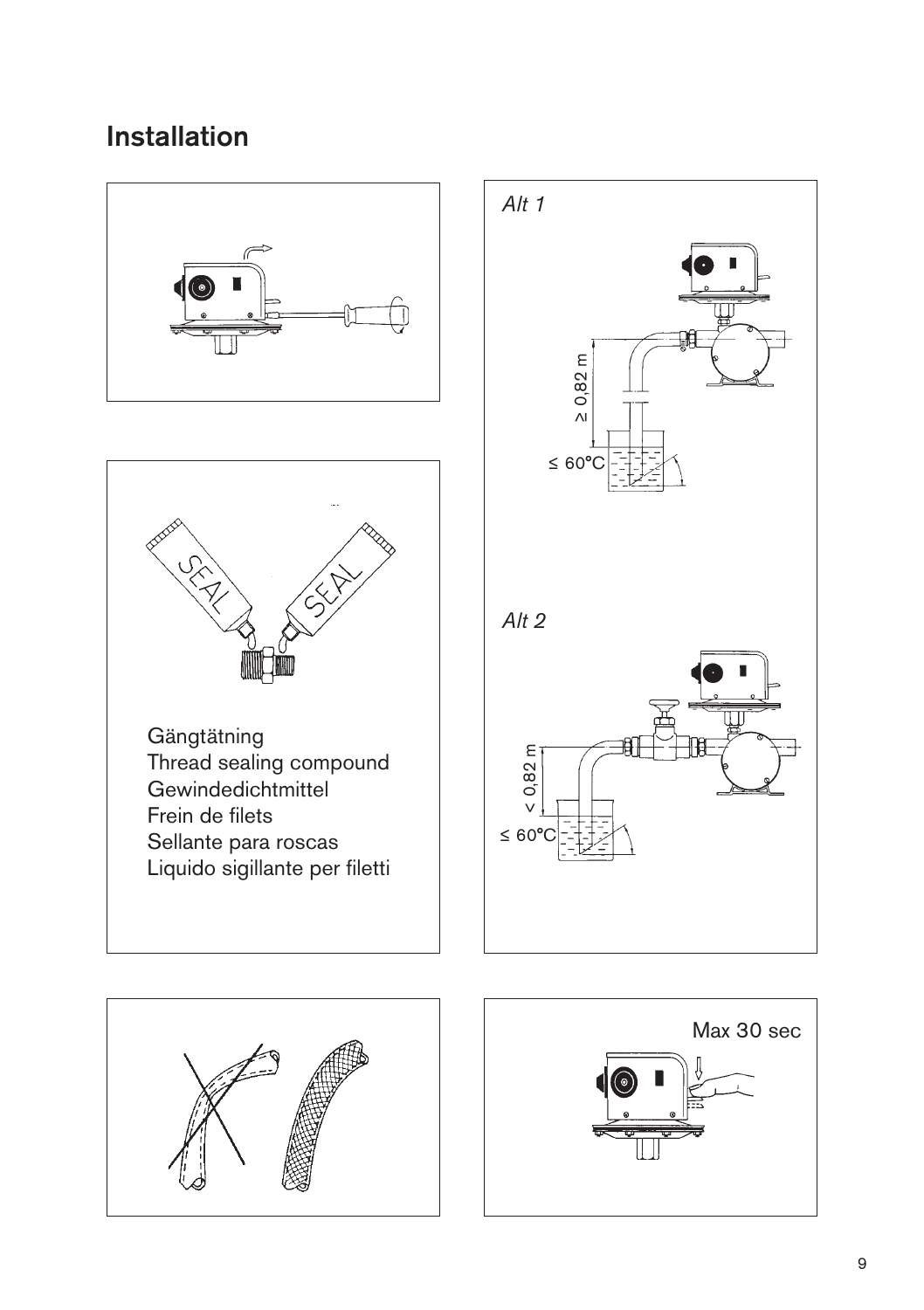# Installation

Gängtätning
Thread sealing compound
Gewindedichtmittel
Frein de filets
Sellante para roscas
Liquido sigillante per filetti

*Alt 1*

≥ 0,82 m

≤ 60°C

*Alt 2*

< 0,82 m

≤ 60°C

Max 30 sec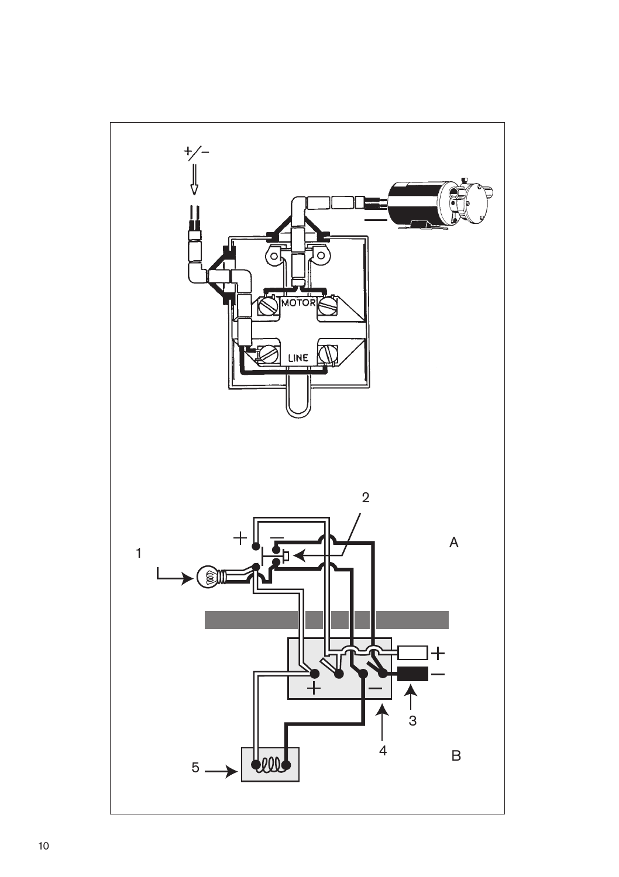+/−

MOTOR

LINE

2

A

1

4

3

5

B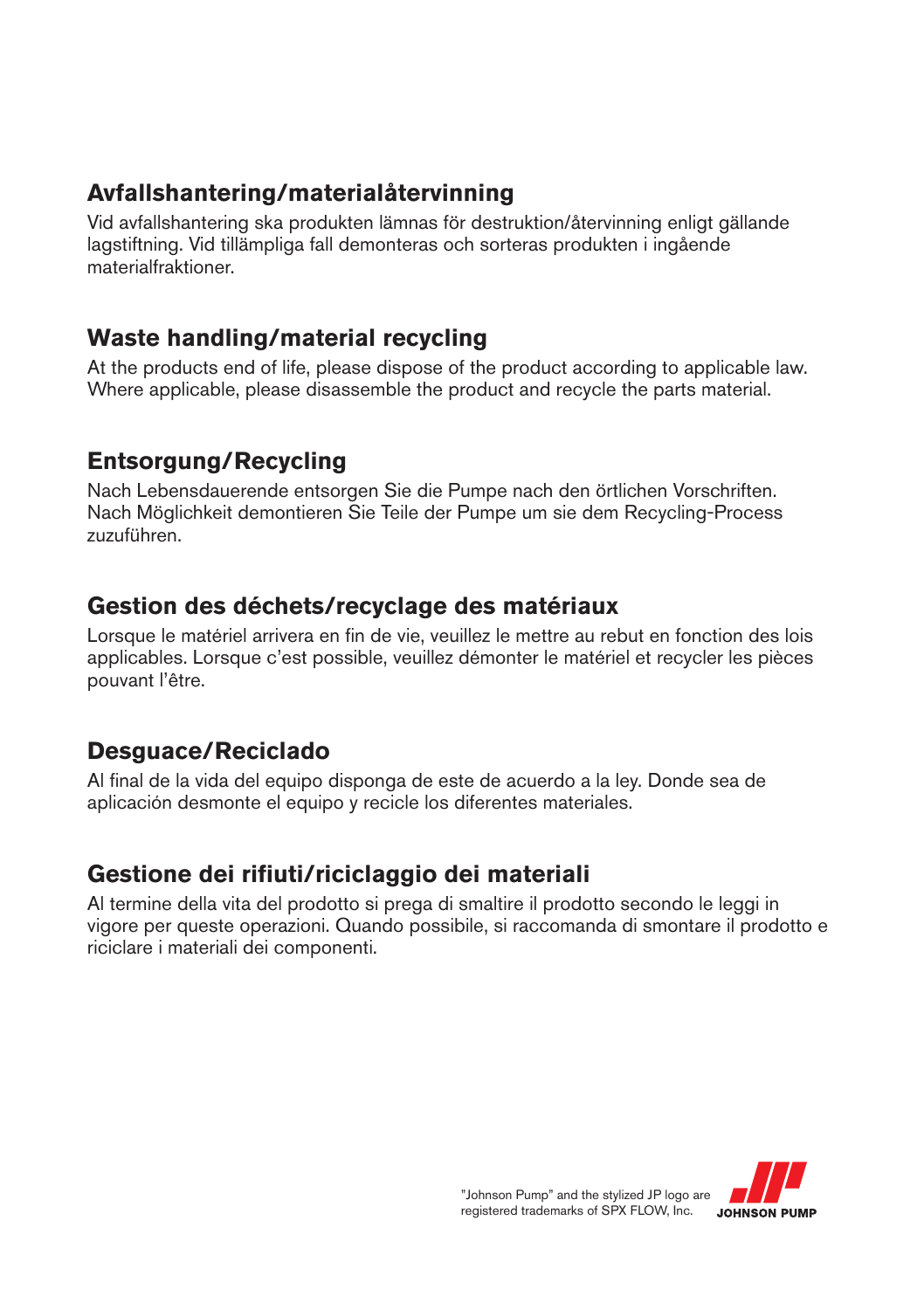## Avfallshantering/materialåtervinning

Vid avfallshantering ska produkten lämnas för destruktion/återvinning enligt gällande lagstiftning. Vid tillämpliga fall demonteras och sorteras produkten i ingående materialfraktioner.

## Waste handling/material recycling

At the products end of life, please dispose of the product according to applicable law. Where applicable, please disassemble the product and recycle the parts material.

## Entsorgung/Recycling

Nach Lebensdauerende entsorgen Sie die Pumpe nach den örtlichen Vorschriften. Nach Möglichkeit demontieren Sie Teile der Pumpe um sie dem Recycling-Process zuzuführen.

## Gestion des déchets/recyclage des matériaux

Lorsque le matériel arrivera en fin de vie, veuillez le mettre au rebut en fonction des lois applicables. Lorsque c'est possible, veuillez démonter le matériel et recycler les pièces pouvant l'être.

## Desguace/Reciclado

Al final de la vida del equipo disponga de este de acuerdo a la ley. Donde sea de aplicación desmonte el equipo y recicle los diferentes materiales.

## Gestione dei rifiuti/riciclaggio dei materiali

Al termine della vita del prodotto si prega di smaltire il prodotto secondo le leggi in vigore per queste operazioni. Quando possibile, si raccomanda di smontare il prodotto e riciclare i materiali dei componenti.

"Johnson Pump" and the stylized JP logo are registered trademarks of SPX FLOW, Inc.

JOHNSON PUMP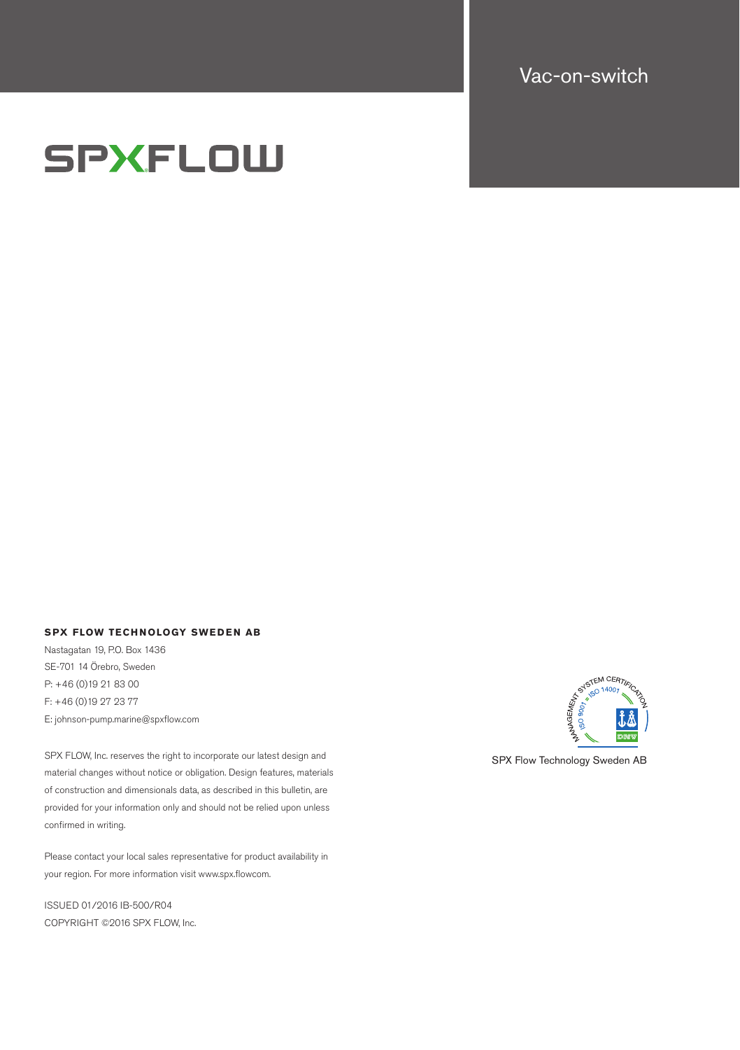Vac-on-switch

SPXFLOW

**SPX FLOW TECHNOLOGY SWEDEN AB**

Nastagatan 19, P.O. Box 1436
SE-701 14 Örebro, Sweden
P: +46 (0)19 21 83 00
F: +46 (0)19 27 23 77
E: johnson-pump.marine@spxflow.com

SPX FLOW, Inc. reserves the right to incorporate our latest design and material changes without notice or obligation. Design features, materials of construction and dimensionals data, as described in this bulletin, are provided for your information only and should not be relied upon unless confirmed in writing.

Please contact your local sales representative for product availability in your region. For more information visit www.spx.flowcom.

ISSUED 01/2016 IB-500/R04
COPYRIGHT ©2016 SPX FLOW, Inc.

MANAGEMENT SYSTEM CERTIFICATION
ISO 9001 ISO 14001
DNV

SPX Flow Technology Sweden AB